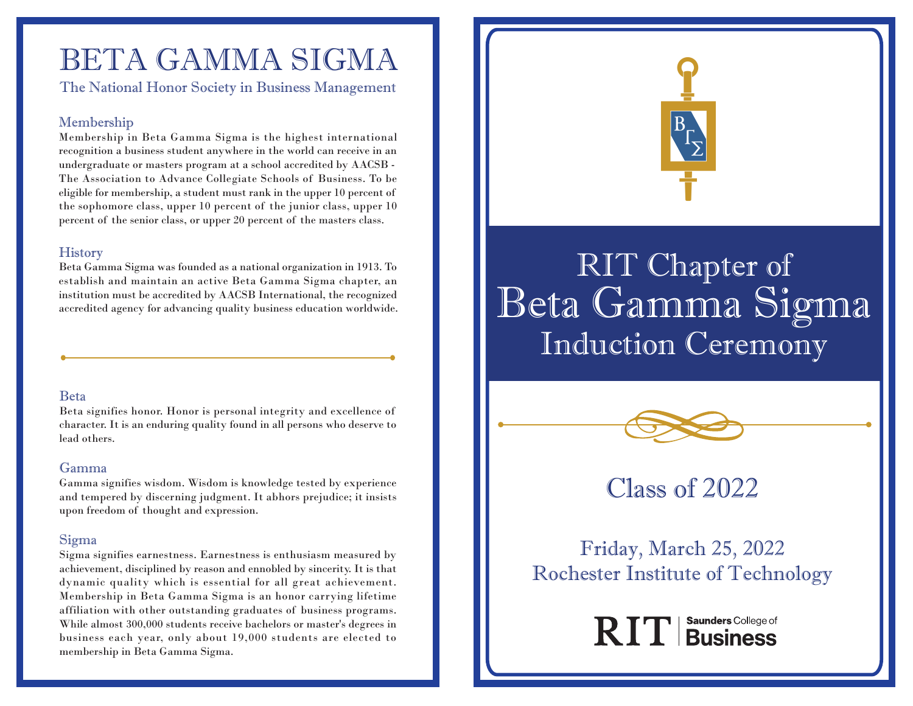# BETA GAMMA SIGMA

The National Honor Society in Business Management

### Membership

Membership in Beta Gamma Sigma is the highest international recognition a business student anywhere in the world can receive in an undergraduate or masters program at a school accredited by AACSB - The Association to Advance Collegiate Schools of Business. To be eligible for membership, a student must rank in the upper 10 percent of the sophomore class, upper 10 percent of the junior class, upper 10 percent of the senior class, or upper 20 percent of the masters class.

### History

Beta Gamma Sigma was founded as a national organization in 1913. To establish and maintain an active Beta Gamma Sigma chapter, an institution must be accredited by AACSB International, the recognized accredited agency for advancing quality business education worldwide.

### Beta

Beta signifies honor. Honor is personal integrity and excellence of character. It is an enduring quality found in all persons who deserve to lead others.

### Gamma

Gamma signifies wisdom. Wisdom is knowledge tested by experience and tempered by discerning judgment. It abhors prejudice; it insists upon freedom of thought and expression.

### Sigma

Sigma signifies earnestness. Earnestness is enthusiasm measured by achievement, disciplined by reason and ennobled by sincerity. It is that dynamic quality which is essential for all great achievement. Membership in Beta Gamma Sigma is an honor carrying lifetime affiliation with other outstanding graduates of business programs. While almost 300,000 students receive bachelors or master's degrees in business each year, only about 19,000 students are elected to membership in Beta Gamma Sigma.

# RIT Chapter of Beta Gamma Sigma Induction Ceremony

## Class of 2022

Friday, March 25, 2022
Rochester Institute of Technology

RIT | Saunders College of Business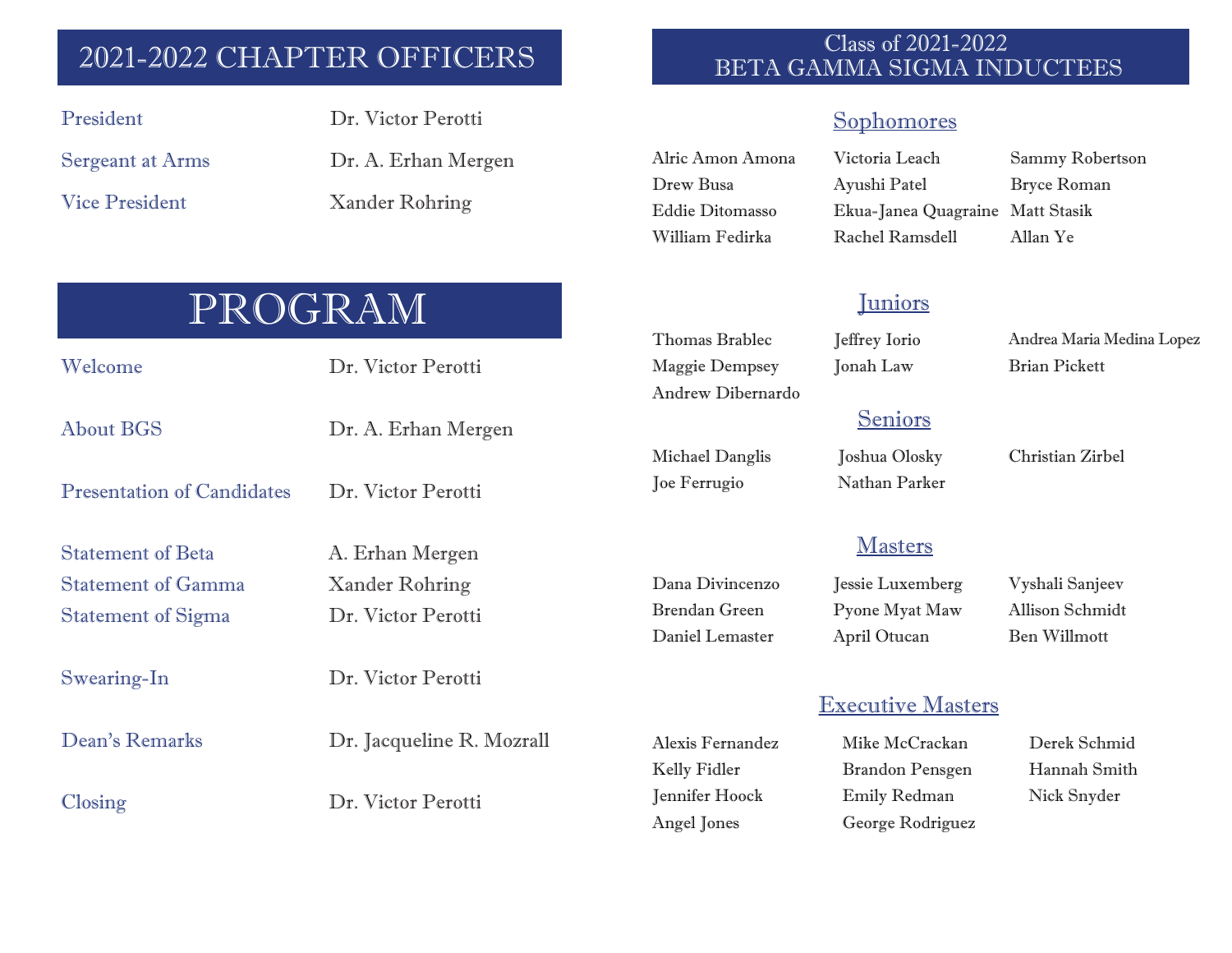## 2021-2022 CHAPTER OFFICERS

| | |
|---|---|
| President | Dr. Victor Perotti |
| Sergeant at Arms | Dr. A. Erhan Mergen |
| Vice President | Xander Rohring |

## PROGRAM

| | |
|---|---|
| Welcome | Dr. Victor Perotti |
| About BGS | Dr. A. Erhan Mergen |
| Presentation of Candidates | Dr. Victor Perotti |
| Statement of Beta | A. Erhan Mergen |
| Statement of Gamma | Xander Rohring |
| Statement of Sigma | Dr. Victor Perotti |
| Swearing-In | Dr. Victor Perotti |
| Dean's Remarks | Dr. Jacqueline R. Mozrall |
| Closing | Dr. Victor Perotti |

## Class of 2021-2022 BETA GAMMA SIGMA INDUCTEES

### Sophomores

Alric Amon Amona
Drew Busa
Eddie Ditomasso
William Fedirka
Victoria Leach
Ayushi Patel
Ekua-Janea Quagraine
Rachel Ramsdell
Sammy Robertson
Bryce Roman
Matt Stasik
Allan Ye

### Juniors

Thomas Brablec
Maggie Dempsey
Andrew Dibernardo
Jeffrey Iorio
Jonah Law
Andrea Maria Medina Lopez
Brian Pickett

### Seniors

Michael Danglis
Joe Ferrugio
Joshua Olosky
Nathan Parker
Christian Zirbel

### Masters

Dana Divincenzo
Brendan Green
Daniel Lemaster
Jessie Luxemberg
Pyone Myat Maw
April Otucan
Vyshali Sanjeev
Allison Schmidt
Ben Willmott

### Executive Masters

Alexis Fernandez
Kelly Fidler
Jennifer Hoock
Angel Jones
Mike McCrackan
Brandon Pensgen
Emily Redman
George Rodriguez
Derek Schmid
Hannah Smith
Nick Snyder